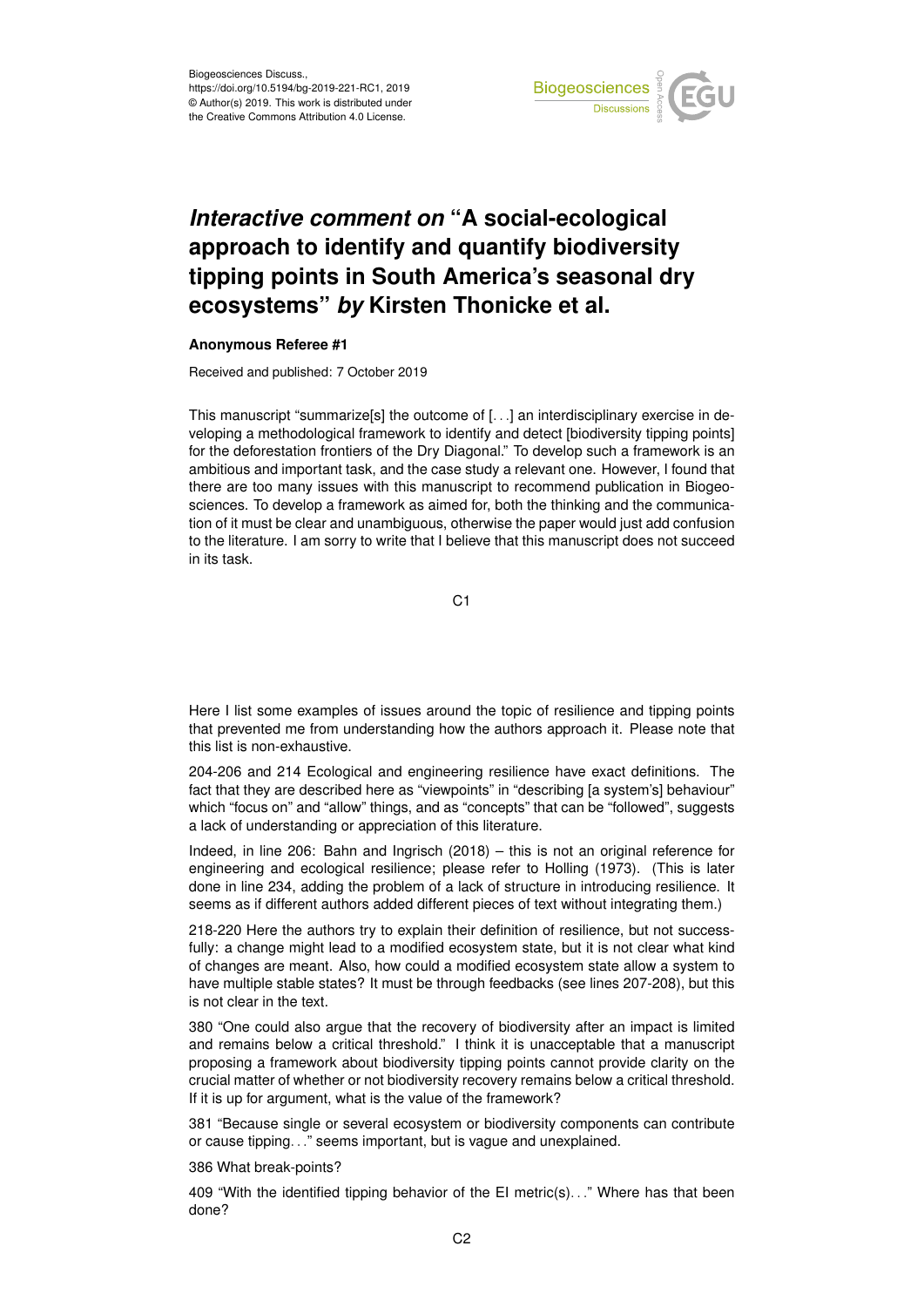# *Interactive comment on* "A social-ecological approach to identify and quantify biodiversity tipping points in South America's seasonal dry ecosystems" *by* Kirsten Thonicke et al.

**Anonymous Referee #1**

Received and published: 7 October 2019

This manuscript "summarize[s] the outcome of [. . .] an interdisciplinary exercise in developing a methodological framework to identify and detect [biodiversity tipping points] for the deforestation frontiers of the Dry Diagonal." To develop such a framework is an ambitious and important task, and the case study a relevant one. However, I found that there are too many issues with this manuscript to recommend publication in Biogeosciences. To develop a framework as aimed for, both the thinking and the communication of it must be clear and unambiguous, otherwise the paper would just add confusion to the literature. I am sorry to write that I believe that this manuscript does not succeed in its task.

Here I list some examples of issues around the topic of resilience and tipping points that prevented me from understanding how the authors approach it. Please note that this list is non-exhaustive.

204-206 and 214 Ecological and engineering resilience have exact definitions. The fact that they are described here as "viewpoints" in "describing [a system's] behaviour" which "focus on" and "allow" things, and as "concepts" that can be "followed", suggests a lack of understanding or appreciation of this literature.

Indeed, in line 206: Bahn and Ingrisch (2018) – this is not an original reference for engineering and ecological resilience; please refer to Holling (1973). (This is later done in line 234, adding the problem of a lack of structure in introducing resilience. It seems as if different authors added different pieces of text without integrating them.)

218-220 Here the authors try to explain their definition of resilience, but not successfully: a change might lead to a modified ecosystem state, but it is not clear what kind of changes are meant. Also, how could a modified ecosystem state allow a system to have multiple stable states? It must be through feedbacks (see lines 207-208), but this is not clear in the text.

380 "One could also argue that the recovery of biodiversity after an impact is limited and remains below a critical threshold." I think it is unacceptable that a manuscript proposing a framework about biodiversity tipping points cannot provide clarity on the crucial matter of whether or not biodiversity recovery remains below a critical threshold. If it is up for argument, what is the value of the framework?

381 "Because single or several ecosystem or biodiversity components can contribute or cause tipping. . ." seems important, but is vague and unexplained.

386 What break-points?

409 "With the identified tipping behavior of the EI metric(s). . ." Where has that been done?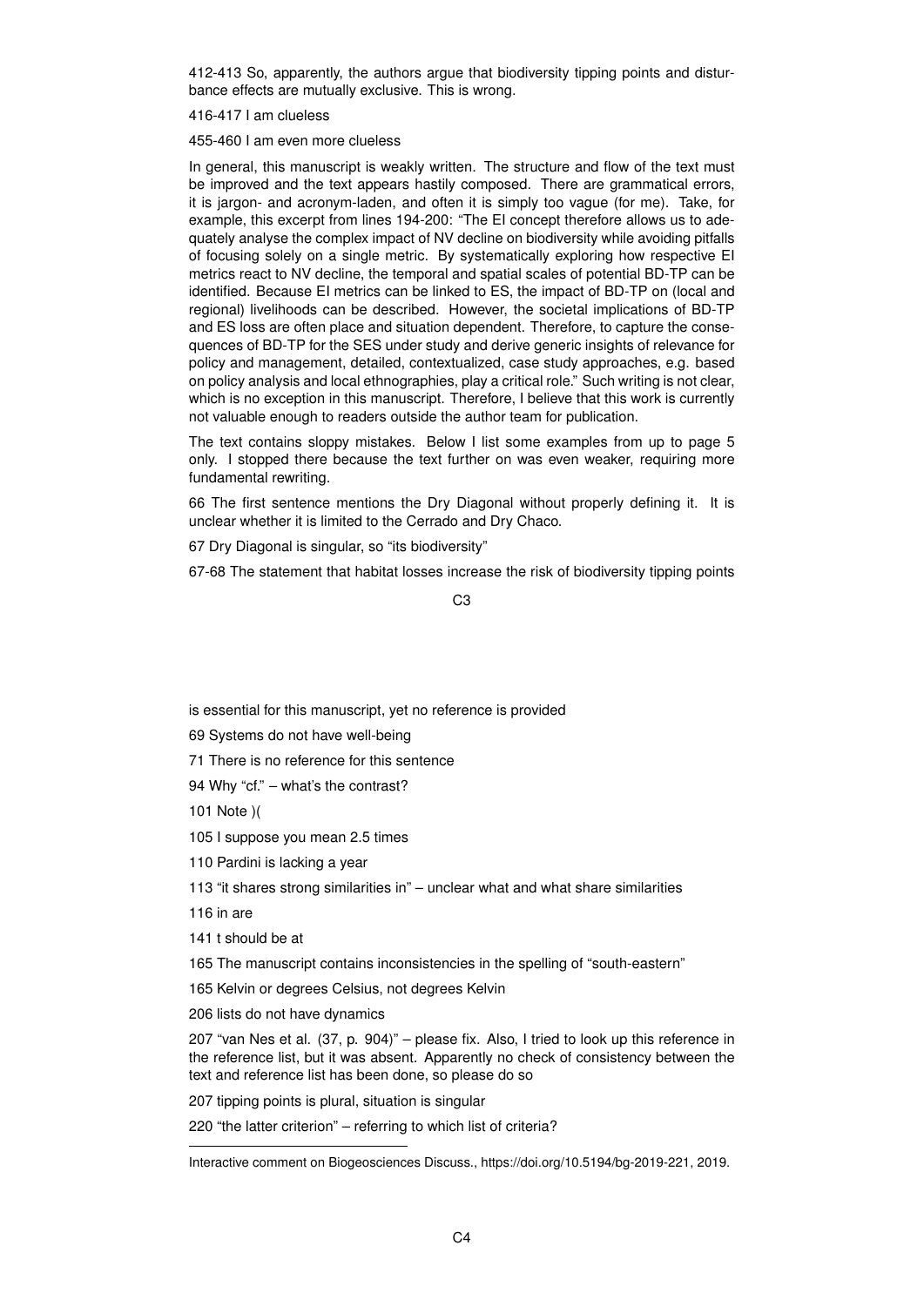412-413 So, apparently, the authors argue that biodiversity tipping points and disturbance effects are mutually exclusive. This is wrong.

416-417 I am clueless

455-460 I am even more clueless

In general, this manuscript is weakly written. The structure and flow of the text must be improved and the text appears hastily composed. There are grammatical errors, it is jargon- and acronym-laden, and often it is simply too vague (for me). Take, for example, this excerpt from lines 194-200: "The EI concept therefore allows us to adequately analyse the complex impact of NV decline on biodiversity while avoiding pitfalls of focusing solely on a single metric. By systematically exploring how respective EI metrics react to NV decline, the temporal and spatial scales of potential BD-TP can be identified. Because EI metrics can be linked to ES, the impact of BD-TP on (local and regional) livelihoods can be described. However, the societal implications of BD-TP and ES loss are often place and situation dependent. Therefore, to capture the consequences of BD-TP for the SES under study and derive generic insights of relevance for policy and management, detailed, contextualized, case study approaches, e.g. based on policy analysis and local ethnographies, play a critical role." Such writing is not clear, which is no exception in this manuscript. Therefore, I believe that this work is currently not valuable enough to readers outside the author team for publication.

The text contains sloppy mistakes. Below I list some examples from up to page 5 only. I stopped there because the text further on was even weaker, requiring more fundamental rewriting.

66 The first sentence mentions the Dry Diagonal without properly defining it. It is unclear whether it is limited to the Cerrado and Dry Chaco.

67 Dry Diagonal is singular, so "its biodiversity"

67-68 The statement that habitat losses increase the risk of biodiversity tipping points is essential for this manuscript, yet no reference is provided

69 Systems do not have well-being

71 There is no reference for this sentence

94 Why "cf." – what's the contrast?

101 Note )(

105 I suppose you mean 2.5 times

110 Pardini is lacking a year

113 "it shares strong similarities in" – unclear what and what share similarities

116 in are

141 t should be at

165 The manuscript contains inconsistencies in the spelling of "south-eastern"

165 Kelvin or degrees Celsius, not degrees Kelvin

206 lists do not have dynamics

207 "van Nes et al. (37, p. 904)" – please fix. Also, I tried to look up this reference in the reference list, but it was absent. Apparently no check of consistency between the text and reference list has been done, so please do so

207 tipping points is plural, situation is singular

220 "the latter criterion" – referring to which list of criteria?

Interactive comment on Biogeosciences Discuss., https://doi.org/10.5194/bg-2019-221, 2019.